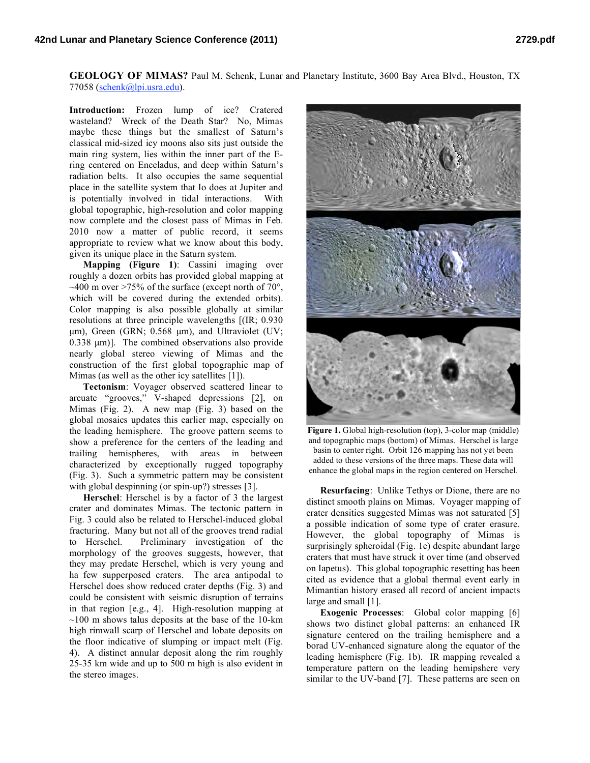**GEOLOGY OF MIMAS?** Paul M. Schenk, Lunar and Planetary Institute, 3600 Bay Area Blvd., Houston, TX 77058 (schenk@lpi.usra.edu).

**Introduction:** Frozen lump of ice? Cratered wasteland? Wreck of the Death Star? No, Mimas maybe these things but the smallest of Saturn's classical mid-sized icy moons also sits just outside the main ring system, lies within the inner part of the E-ring centered on Enceladus, and deep within Saturn's radiation belts. It also occupies the same sequential place in the satellite system that Io does at Jupiter and is potentially involved in tidal interactions. With global topographic, high-resolution and color mapping now complete and the closest pass of Mimas in Feb. 2010 now a matter of public record, it seems appropriate to review what we know about this body, given its unique place in the Saturn system.

**Mapping (Figure 1)**: Cassini imaging over roughly a dozen orbits has provided global mapping at ~400 m over >75% of the surface (except north of 70°, which will be covered during the extended orbits). Color mapping is also possible globally at similar resolutions at three principle wavelengths [(IR; 0.930 μm), Green (GRN; 0.568 μm), and Ultraviolet (UV; 0.338 μm)]. The combined observations also provide nearly global stereo viewing of Mimas and the construction of the first global topographic map of Mimas (as well as the other icy satellites [1]).

**Tectonism**: Voyager observed scattered linear to arcuate "grooves," V-shaped depressions [2], on Mimas (Fig. 2). A new map (Fig. 3) based on the global mosaics updates this earlier map, especially on the leading hemisphere. The groove pattern seems to show a preference for the centers of the leading and trailing hemispheres, with areas in between characterized by exceptionally rugged topography (Fig. 3). Such a symmetric pattern may be consistent with global despinning (or spin-up?) stresses [3].

**Herschel**: Herschel is by a factor of 3 the largest crater and dominates Mimas. The tectonic pattern in Fig. 3 could also be related to Herschel-induced global fracturing. Many but not all of the grooves trend radial to Herschel. Preliminary investigation of the morphology of the grooves suggests, however, that they may predate Herschel, which is very young and ha few supperposed craters. The area antipodal to Herschel does show reduced crater depths (Fig. 3) and could be consistent with seismic disruption of terrains in that region [e.g., 4]. High-resolution mapping at ~100 m shows talus deposits at the base of the 10-km high rimwall scarp of Herschel and lobate deposits on the floor indicative of slumping or impact melt (Fig. 4). A distinct annular deposit along the rim roughly 25-35 km wide and up to 500 m high is also evident in the stereo images.

**Figure 1.** Global high-resolution (top), 3-color map (middle) and topographic maps (bottom) of Mimas. Herschel is large basin to center right. Orbit 126 mapping has not yet been added to these versions of the three maps. These data will enhance the global maps in the region centered on Herschel.

**Resurfacing**: Unlike Tethys or Dione, there are no distinct smooth plains on Mimas. Voyager mapping of crater densities suggested Mimas was not saturated [5] a possible indication of some type of crater erasure. However, the global topography of Mimas is surprisingly spheroidal (Fig. 1c) despite abundant large craters that must have struck it over time (and observed on Iapetus). This global topographic resetting has been cited as evidence that a global thermal event early in Mimantian history erased all record of ancient impacts large and small [1].

**Exogenic Processes**: Global color mapping [6] shows two distinct global patterns: an enhanced IR signature centered on the trailing hemisphere and a borad UV-enhanced signature along the equator of the leading hemisphere (Fig. 1b). IR mapping revealed a temperature pattern on the leading hemipshere very similar to the UV-band [7]. These patterns are seen on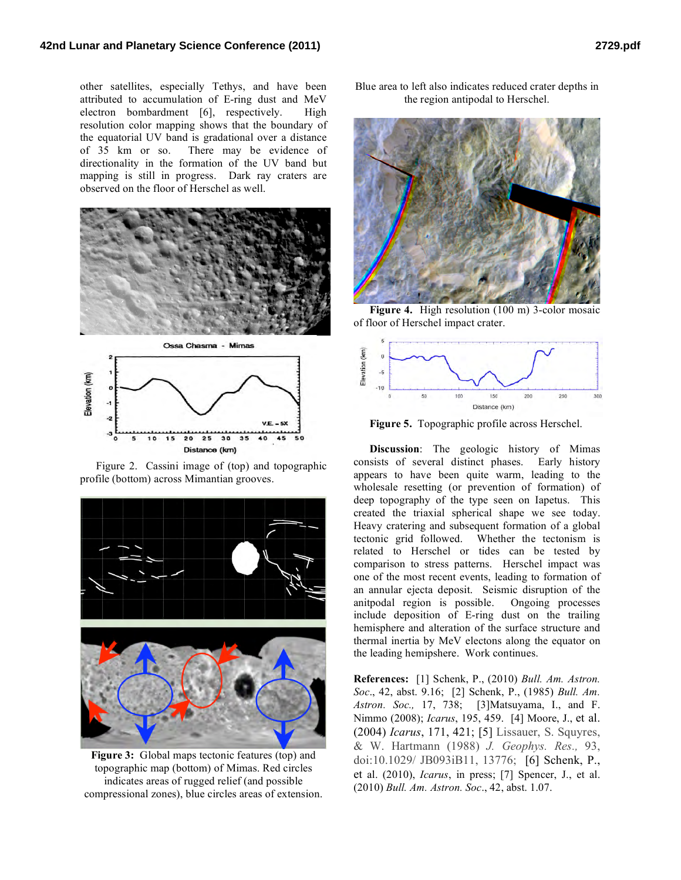other satellites, especially Tethys, and have been attributed to accumulation of E-ring dust and MeV electron bombardment [6], respectively. High resolution color mapping shows that the boundary of the equatorial UV band is gradational over a distance of 35 km or so. There may be evidence of directionality in the formation of the UV band but mapping is still in progress. Dark ray craters are observed on the floor of Herschel as well.

Ossa Chasma - Mimas

Elevation (km)

Distance (km)

V.E. – 5X

Figure 2. Cassini image of (top) and topographic profile (bottom) across Mimantian grooves.

**Figure 3:** Global maps tectonic features (top) and topographic map (bottom) of Mimas. Red circles indicates areas of rugged relief (and possible compressional zones), blue circles areas of extension. Blue area to left also indicates reduced crater depths in the region antipodal to Herschel.

**Figure 4.** High resolution (100 m) 3-color mosaic of floor of Herschel impact crater.

Elevation (km)

Distance (km)

**Figure 5.** Topographic profile across Herschel.

**Discussion**: The geologic history of Mimas consists of several distinct phases. Early history appears to have been quite warm, leading to the wholesale resetting (or prevention of formation) of deep topography of the type seen on Iapetus. This created the triaxial spherical shape we see today. Heavy cratering and subsequent formation of a global tectonic grid followed. Whether the tectonism is related to Herschel or tides can be tested by comparison to stress patterns. Herschel impact was one of the most recent events, leading to formation of an annular ejecta deposit. Seismic disruption of the anitpodal region is possible. Ongoing processes include deposition of E-ring dust on the trailing hemisphere and alteration of the surface structure and thermal inertia by MeV electons along the equator on the leading hemipshere. Work continues.

**References:** [1] Schenk, P., (2010) *Bull. Am. Astron. Soc.*, 42, abst. 9.16; [2] Schenk, P., (1985) *Bull. Am. Astron. Soc.,* 17, 738; [3]Matsuyama, I., and F. Nimmo (2008); *Icarus*, 195, 459. [4] Moore, J., et al. (2004) *Icarus*, 171, 421; [5] Lissauer, S. Squyres, & W. Hartmann (1988) *J. Geophys. Res.,* 93, doi:10.1029/ JB093iB11, 13776; [6] Schenk, P., et al. (2010), *Icarus*, in press; [7] Spencer, J., et al. (2010) *Bull. Am. Astron. Soc*., 42, abst. 1.07.